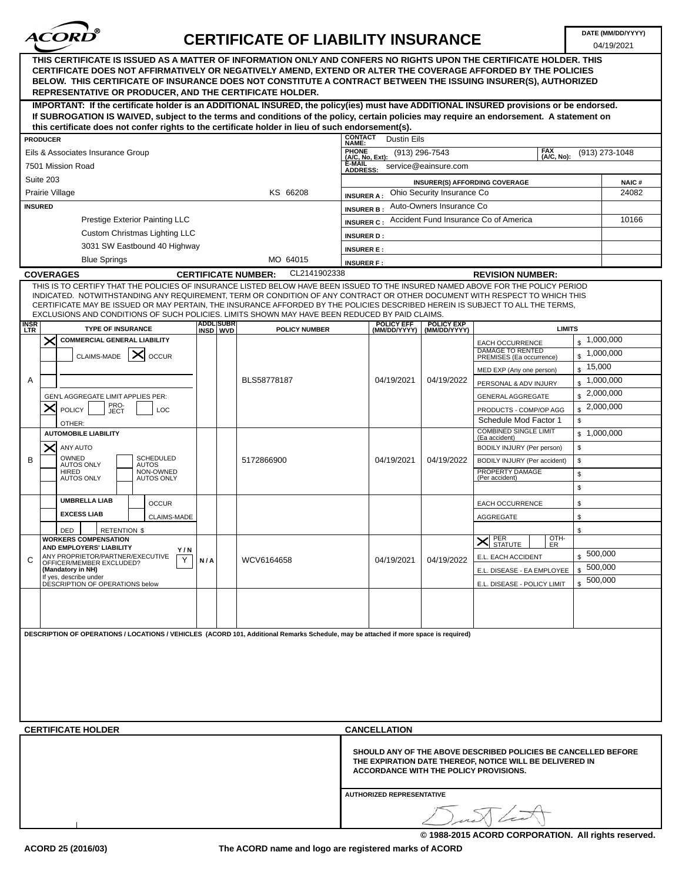# ACORD® CERTIFICATE OF LIABILITY INSURANCE

**DATE (MM/DD/YYYY)**: 04/19/2021

**THIS CERTIFICATE IS ISSUED AS A MATTER OF INFORMATION ONLY AND CONFERS NO RIGHTS UPON THE CERTIFICATE HOLDER. THIS CERTIFICATE DOES NOT AFFIRMATIVELY OR NEGATIVELY AMEND, EXTEND OR ALTER THE COVERAGE AFFORDED BY THE POLICIES BELOW. THIS CERTIFICATE OF INSURANCE DOES NOT CONSTITUTE A CONTRACT BETWEEN THE ISSUING INSURER(S), AUTHORIZED REPRESENTATIVE OR PRODUCER, AND THE CERTIFICATE HOLDER.**

**IMPORTANT: If the certificate holder is an ADDITIONAL INSURED, the policy(ies) must have ADDITIONAL INSURED provisions or be endorsed. If SUBROGATION IS WAIVED, subject to the terms and conditions of the policy, certain policies may require an endorsement. A statement on this certificate does not confer rights to the certificate holder in lieu of such endorsement(s).**

**PRODUCER**
Eils & Associates Insurance Group
7501 Mission Road
Suite 203
Prairie Village KS 66208

**CONTACT NAME:** Dustin Eils
**PHONE (A/C, No, Ext):** (913) 296-7543 **FAX (A/C, No):** (913) 273-1048
**E-MAIL ADDRESS:** service@eainsure.com

| INSURER(S) AFFORDING COVERAGE | | NAIC # |
|---|---|---|
| INSURER A : | Ohio Security Insurance Co | 24082 |
| INSURER B : | Auto-Owners Insurance Co | |
| INSURER C : | Accident Fund Insurance Co of America | 10166 |
| INSURER D : | | |
| INSURER E : | | |
| INSURER F : | | |

**INSURED**
Prestige Exterior Painting LLC
Custom Christmas Lighting LLC
3031 SW Eastbound 40 Highway
Blue Springs MO 64015

## COVERAGES

**CERTIFICATE NUMBER:** CL2141902338 **REVISION NUMBER:**

THIS IS TO CERTIFY THAT THE POLICIES OF INSURANCE LISTED BELOW HAVE BEEN ISSUED TO THE INSURED NAMED ABOVE FOR THE POLICY PERIOD INDICATED. NOTWITHSTANDING ANY REQUIREMENT, TERM OR CONDITION OF ANY CONTRACT OR OTHER DOCUMENT WITH RESPECT TO WHICH THIS CERTIFICATE MAY BE ISSUED OR MAY PERTAIN, THE INSURANCE AFFORDED BY THE POLICIES DESCRIBED HEREIN IS SUBJECT TO ALL THE TERMS, EXCLUSIONS AND CONDITIONS OF SUCH POLICIES. LIMITS SHOWN MAY HAVE BEEN REDUCED BY PAID CLAIMS.

| INSR LTR | TYPE OF INSURANCE | ADDL INSD | SUBR WVD | POLICY NUMBER | POLICY EFF (MM/DD/YYYY) | POLICY EXP (MM/DD/YYYY) | LIMITS | |
|---|---|---|---|---|---|---|---|---|
| A | X COMMERCIAL GENERAL LIABILITY | | | BLS58778187 | 04/19/2021 | 04/19/2022 | EACH OCCURRENCE | $ 1,000,000 |
| | CLAIMS-MADE X OCCUR | | | | | | DAMAGE TO RENTED PREMISES (Ea occurrence) | $ 1,000,000 |
| | | | | | | | MED EXP (Any one person) | $ 15,000 |
| | | | | | | | PERSONAL & ADV INJURY | $ 1,000,000 |
| | GEN'L AGGREGATE LIMIT APPLIES PER: | | | | | | GENERAL AGGREGATE | $ 2,000,000 |
| | X POLICY PRO-JECT LOC | | | | | | PRODUCTS - COMP/OP AGG | $ 2,000,000 |
| | OTHER: | | | | | | Schedule Mod Factor 1 | $ |
| B | AUTOMOBILE LIABILITY | | | 5172866900 | 04/19/2021 | 04/19/2022 | COMBINED SINGLE LIMIT (Ea accident) | $ 1,000,000 |
| | X ANY AUTO | | | | | | BODILY INJURY (Per person) | $ |
| | OWNED AUTOS ONLY / SCHEDULED AUTOS | | | | | | BODILY INJURY (Per accident) | $ |
| | HIRED AUTOS ONLY / NON-OWNED AUTOS ONLY | | | | | | PROPERTY DAMAGE (Per accident) | $ |
| | | | | | | | | $ |
| | UMBRELLA LIAB / OCCUR | | | | | | EACH OCCURRENCE | $ |
| | EXCESS LIAB / CLAIMS-MADE | | | | | | AGGREGATE | $ |
| | DED / RETENTION $ | | | | | | | $ |
| C | WORKERS COMPENSATION AND EMPLOYERS' LIABILITY Y/N | | | WCV6164658 | 04/19/2021 | 04/19/2022 | X PER STATUTE / OTH-ER | |
| | ANY PROPRIETOR/PARTNER/EXECUTIVE OFFICER/MEMBER EXCLUDED? (Mandatory in NH) Y | N/A | | | | | E.L. EACH ACCIDENT | $ 500,000 |
| | If yes, describe under DESCRIPTION OF OPERATIONS below | | | | | | E.L. DISEASE - EA EMPLOYEE | $ 500,000 |
| | | | | | | | E.L. DISEASE - POLICY LIMIT | $ 500,000 |

**DESCRIPTION OF OPERATIONS / LOCATIONS / VEHICLES** (ACORD 101, Additional Remarks Schedule, may be attached if more space is required)

## CERTIFICATE HOLDER

## CANCELLATION

**SHOULD ANY OF THE ABOVE DESCRIBED POLICIES BE CANCELLED BEFORE THE EXPIRATION DATE THEREOF, NOTICE WILL BE DELIVERED IN ACCORDANCE WITH THE POLICY PROVISIONS.**

**AUTHORIZED REPRESENTATIVE**

© 1988-2015 ACORD CORPORATION. All rights reserved.

ACORD 25 (2016/03) The ACORD name and logo are registered marks of ACORD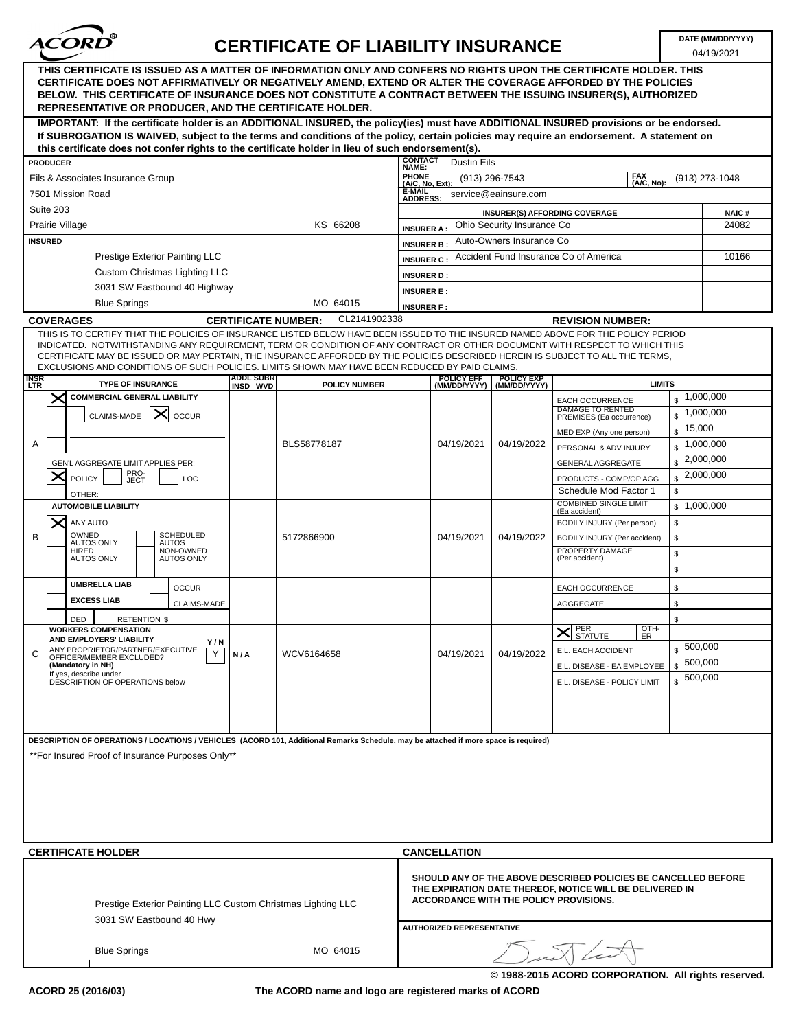# ACORD® CERTIFICATE OF LIABILITY INSURANCE

**DATE (MM/DD/YYYY):** 04/19/2021

**THIS CERTIFICATE IS ISSUED AS A MATTER OF INFORMATION ONLY AND CONFERS NO RIGHTS UPON THE CERTIFICATE HOLDER. THIS CERTIFICATE DOES NOT AFFIRMATIVELY OR NEGATIVELY AMEND, EXTEND OR ALTER THE COVERAGE AFFORDED BY THE POLICIES BELOW. THIS CERTIFICATE OF INSURANCE DOES NOT CONSTITUTE A CONTRACT BETWEEN THE ISSUING INSURER(S), AUTHORIZED REPRESENTATIVE OR PRODUCER, AND THE CERTIFICATE HOLDER.**

**IMPORTANT: If the certificate holder is an ADDITIONAL INSURED, the policy(ies) must have ADDITIONAL INSURED provisions or be endorsed. If SUBROGATION IS WAIVED, subject to the terms and conditions of the policy, certain policies may require an endorsement. A statement on this certificate does not confer rights to the certificate holder in lieu of such endorsement(s).**

**PRODUCER**
Eils & Associates Insurance Group
7501 Mission Road
Suite 203
Prairie Village KS 66208

**CONTACT NAME:** Dustin Eils
**PHONE (A/C, No, Ext):** (913) 296-7543 **FAX (A/C, No):** (913) 273-1048
**E-MAIL ADDRESS:** service@eainsure.com

| INSURER(S) AFFORDING COVERAGE | | NAIC # |
|---|---|---|
| INSURER A : | Ohio Security Insurance Co | 24082 |
| INSURER B : | Auto-Owners Insurance Co | |
| INSURER C : | Accident Fund Insurance Co of America | 10166 |
| INSURER D : | | |
| INSURER E : | | |
| INSURER F : | | |

**INSURED**
Prestige Exterior Painting LLC
Custom Christmas Lighting LLC
3031 SW Eastbound 40 Highway
Blue Springs MO 64015

## COVERAGES

**CERTIFICATE NUMBER:** CL2141902338 **REVISION NUMBER:**

THIS IS TO CERTIFY THAT THE POLICIES OF INSURANCE LISTED BELOW HAVE BEEN ISSUED TO THE INSURED NAMED ABOVE FOR THE POLICY PERIOD INDICATED. NOTWITHSTANDING ANY REQUIREMENT, TERM OR CONDITION OF ANY CONTRACT OR OTHER DOCUMENT WITH RESPECT TO WHICH THIS CERTIFICATE MAY BE ISSUED OR MAY PERTAIN, THE INSURANCE AFFORDED BY THE POLICIES DESCRIBED HEREIN IS SUBJECT TO ALL THE TERMS, EXCLUSIONS AND CONDITIONS OF SUCH POLICIES. LIMITS SHOWN MAY HAVE BEEN REDUCED BY PAID CLAIMS.

| INSR LTR | TYPE OF INSURANCE | ADDL INSD | SUBR WVD | POLICY NUMBER | POLICY EFF (MM/DD/YYYY) | POLICY EXP (MM/DD/YYYY) | LIMITS | |
|---|---|---|---|---|---|---|---|---|
| A | X COMMERCIAL GENERAL LIABILITY; CLAIMS-MADE [ ] OCCUR [X]; GEN'L AGGREGATE LIMIT APPLIES PER: POLICY [X] PRO-JECT [ ] LOC [ ]; OTHER: | | | BLS58778187 | 04/19/2021 | 04/19/2022 | EACH OCCURRENCE | $ 1,000,000 |
| | | | | | | | DAMAGE TO RENTED PREMISES (Ea occurrence) | $ 1,000,000 |
| | | | | | | | MED EXP (Any one person) | $ 15,000 |
| | | | | | | | PERSONAL & ADV INJURY | $ 1,000,000 |
| | | | | | | | GENERAL AGGREGATE | $ 2,000,000 |
| | | | | | | | PRODUCTS - COMP/OP AGG | $ 2,000,000 |
| | | | | | | | Schedule Mod Factor 1 | $ |
| B | AUTOMOBILE LIABILITY; X ANY AUTO; OWNED AUTOS ONLY; SCHEDULED AUTOS; HIRED AUTOS ONLY; NON-OWNED AUTOS ONLY | | | 5172866900 | 04/19/2021 | 04/19/2022 | COMBINED SINGLE LIMIT (Ea accident) | $ 1,000,000 |
| | | | | | | | BODILY INJURY (Per person) | $ |
| | | | | | | | BODILY INJURY (Per accident) | $ |
| | | | | | | | PROPERTY DAMAGE (Per accident) | $ |
| | | | | | | | | $ |
| | UMBRELLA LIAB / EXCESS LIAB; OCCUR / CLAIMS-MADE; DED RETENTION $ | | | | | | EACH OCCURRENCE | $ |
| | | | | | | | AGGREGATE | $ |
| | | | | | | | | $ |
| C | WORKERS COMPENSATION AND EMPLOYERS' LIABILITY Y/N; ANY PROPRIETOR/PARTNER/EXECUTIVE OFFICER/MEMBER EXCLUDED? (Mandatory in NH) Y; If yes, describe under DESCRIPTION OF OPERATIONS below | N/A | | WCV6164658 | 04/19/2021 | 04/19/2022 | X PER STATUTE / OTH-ER | |
| | | | | | | | E.L. EACH ACCIDENT | $ 500,000 |
| | | | | | | | E.L. DISEASE - EA EMPLOYEE | $ 500,000 |
| | | | | | | | E.L. DISEASE - POLICY LIMIT | $ 500,000 |

**DESCRIPTION OF OPERATIONS / LOCATIONS / VEHICLES (ACORD 101, Additional Remarks Schedule, may be attached if more space is required)**

**For Insured Proof of Insurance Purposes Only**

**CERTIFICATE HOLDER**

Prestige Exterior Painting LLC Custom Christmas Lighting LLC
3031 SW Eastbound 40 Hwy
Blue Springs MO 64015

**CANCELLATION**

**SHOULD ANY OF THE ABOVE DESCRIBED POLICIES BE CANCELLED BEFORE THE EXPIRATION DATE THEREOF, NOTICE WILL BE DELIVERED IN ACCORDANCE WITH THE POLICY PROVISIONS.**

**AUTHORIZED REPRESENTATIVE**

© 1988-2015 ACORD CORPORATION. All rights reserved.

ACORD 25 (2016/03) The ACORD name and logo are registered marks of ACORD